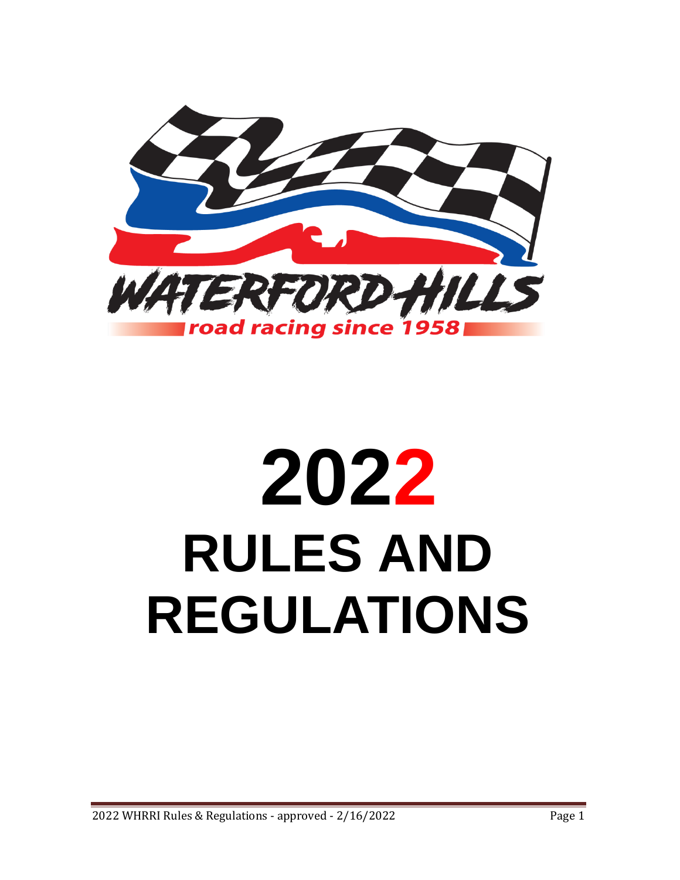WATERFORD HILLS

road racing since 1958

# 2022

# RULES AND REGULATIONS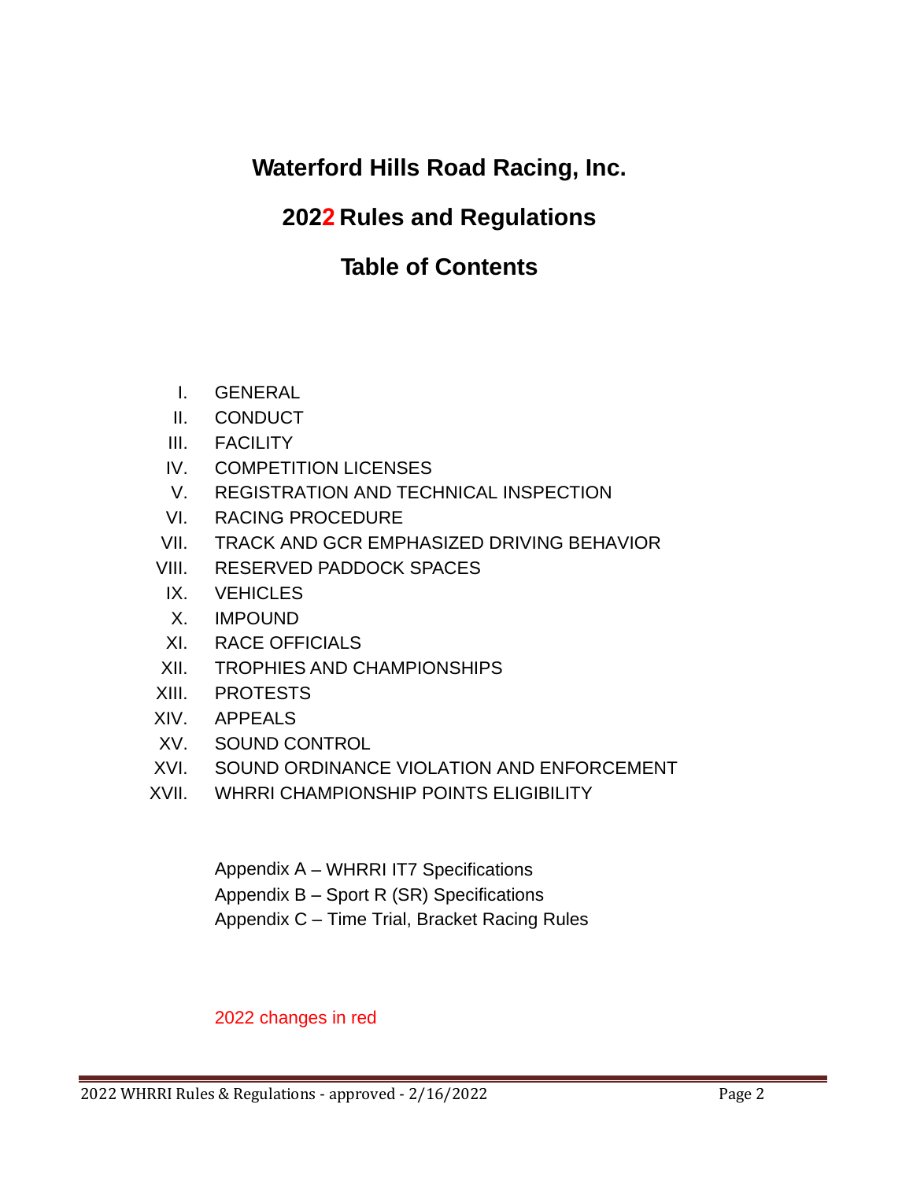# Waterford Hills Road Racing, Inc.

## 2022 Rules and Regulations

## Table of Contents

- I. GENERAL
- II. CONDUCT
- III. FACILITY
- IV. COMPETITION LICENSES
- V. REGISTRATION AND TECHNICAL INSPECTION
- VI. RACING PROCEDURE
- VII. TRACK AND GCR EMPHASIZED DRIVING BEHAVIOR
- VIII. RESERVED PADDOCK SPACES
- IX. VEHICLES
- X. IMPOUND
- XI. RACE OFFICIALS
- XII. TROPHIES AND CHAMPIONSHIPS
- XIII. PROTESTS
- XIV. APPEALS
- XV. SOUND CONTROL
- XVI. SOUND ORDINANCE VIOLATION AND ENFORCEMENT
- XVII. WHRRI CHAMPIONSHIP POINTS ELIGIBILITY

Appendix A – WHRRI IT7 Specifications
Appendix B – Sport R (SR) Specifications
Appendix C – Time Trial, Bracket Racing Rules

2022 changes in red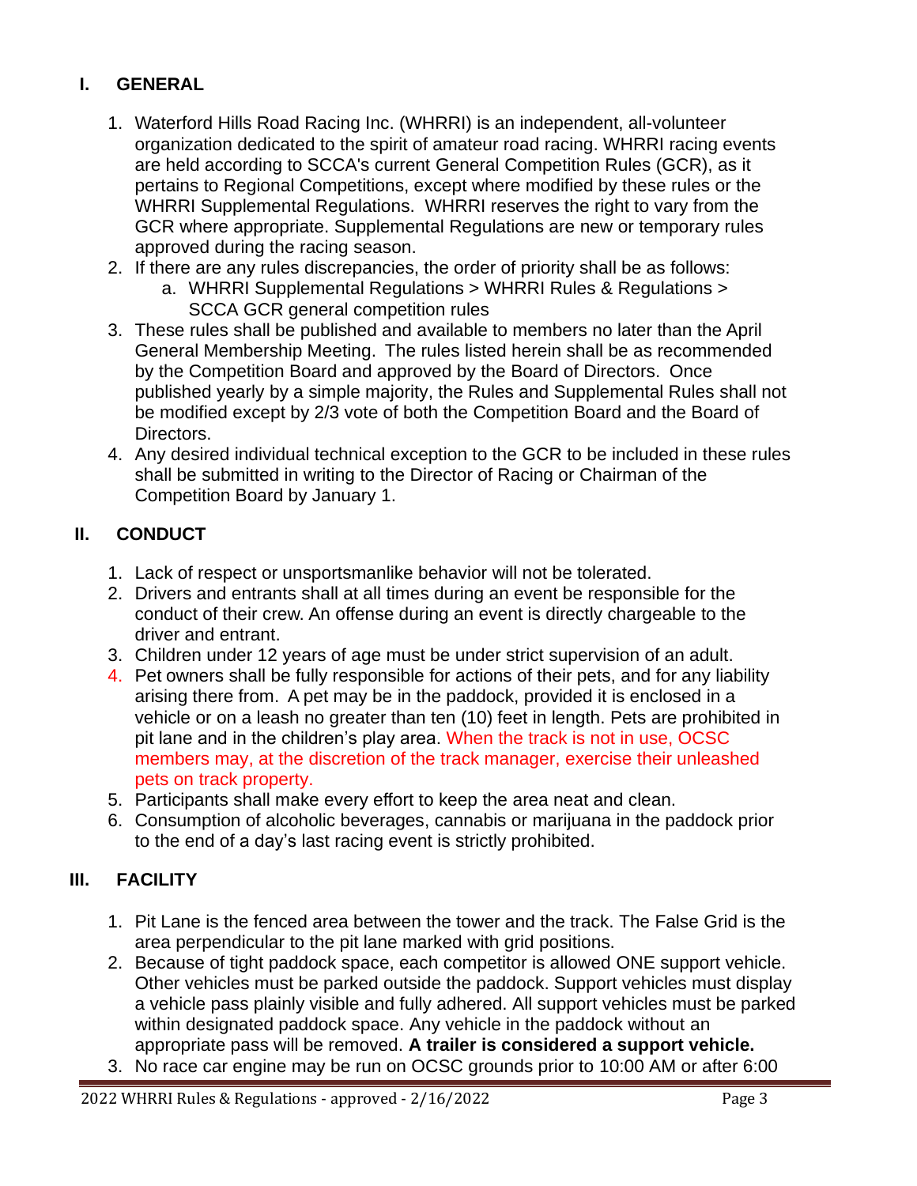## I. GENERAL

1. Waterford Hills Road Racing Inc. (WHRRI) is an independent, all-volunteer organization dedicated to the spirit of amateur road racing. WHRRI racing events are held according to SCCA's current General Competition Rules (GCR), as it pertains to Regional Competitions, except where modified by these rules or the WHRRI Supplemental Regulations. WHRRI reserves the right to vary from the GCR where appropriate. Supplemental Regulations are new or temporary rules approved during the racing season.
2. If there are any rules discrepancies, the order of priority shall be as follows:
   a. WHRRI Supplemental Regulations > WHRRI Rules & Regulations > SCCA GCR general competition rules
3. These rules shall be published and available to members no later than the April General Membership Meeting. The rules listed herein shall be as recommended by the Competition Board and approved by the Board of Directors. Once published yearly by a simple majority, the Rules and Supplemental Rules shall not be modified except by 2/3 vote of both the Competition Board and the Board of Directors.
4. Any desired individual technical exception to the GCR to be included in these rules shall be submitted in writing to the Director of Racing or Chairman of the Competition Board by January 1.

## II. CONDUCT

1. Lack of respect or unsportsmanlike behavior will not be tolerated.
2. Drivers and entrants shall at all times during an event be responsible for the conduct of their crew. An offense during an event is directly chargeable to the driver and entrant.
3. Children under 12 years of age must be under strict supervision of an adult.
4. Pet owners shall be fully responsible for actions of their pets, and for any liability arising there from. A pet may be in the paddock, provided it is enclosed in a vehicle or on a leash no greater than ten (10) feet in length. Pets are prohibited in pit lane and in the children's play area. When the track is not in use, OCSC members may, at the discretion of the track manager, exercise their unleashed pets on track property.
5. Participants shall make every effort to keep the area neat and clean.
6. Consumption of alcoholic beverages, cannabis or marijuana in the paddock prior to the end of a day's last racing event is strictly prohibited.

## III. FACILITY

1. Pit Lane is the fenced area between the tower and the track. The False Grid is the area perpendicular to the pit lane marked with grid positions.
2. Because of tight paddock space, each competitor is allowed ONE support vehicle. Other vehicles must be parked outside the paddock. Support vehicles must display a vehicle pass plainly visible and fully adhered. All support vehicles must be parked within designated paddock space. Any vehicle in the paddock without an appropriate pass will be removed. **A trailer is considered a support vehicle.**
3. No race car engine may be run on OCSC grounds prior to 10:00 AM or after 6:00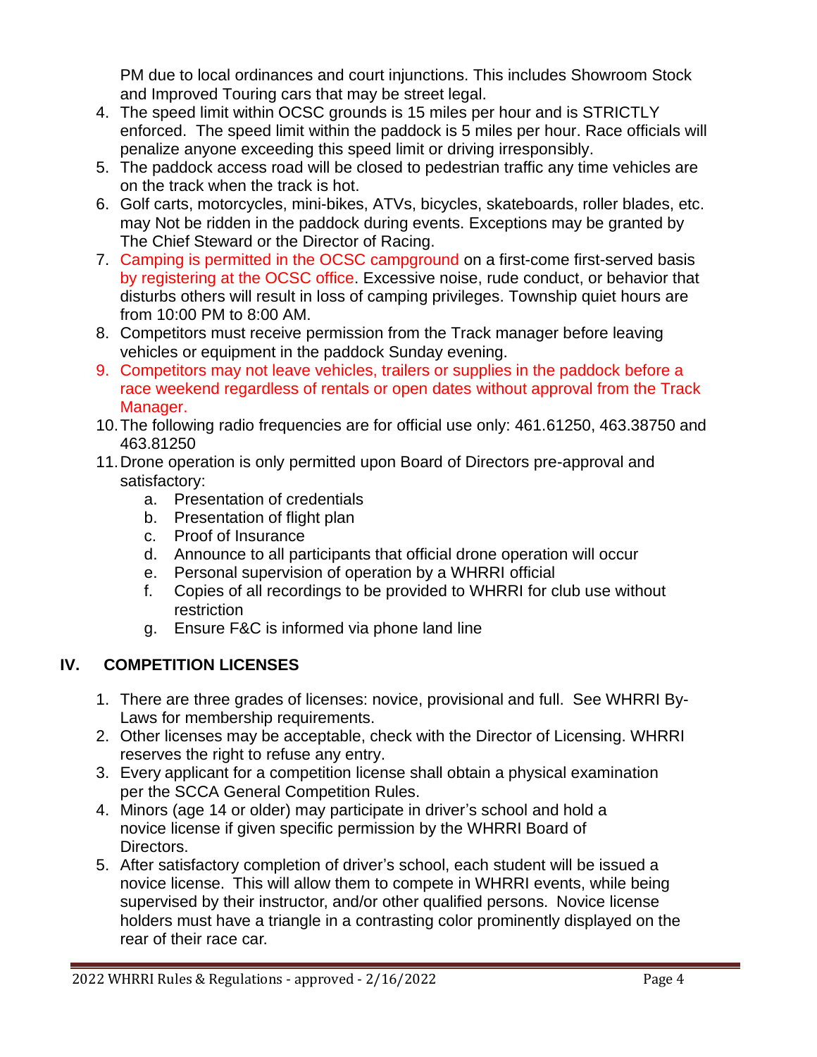PM due to local ordinances and court injunctions. This includes Showroom Stock and Improved Touring cars that may be street legal.

4. The speed limit within OCSC grounds is 15 miles per hour and is STRICTLY enforced. The speed limit within the paddock is 5 miles per hour. Race officials will penalize anyone exceeding this speed limit or driving irresponsibly.
5. The paddock access road will be closed to pedestrian traffic any time vehicles are on the track when the track is hot.
6. Golf carts, motorcycles, mini-bikes, ATVs, bicycles, skateboards, roller blades, etc. may Not be ridden in the paddock during events. Exceptions may be granted by The Chief Steward or the Director of Racing.
7. Camping is permitted in the OCSC campground on a first-come first-served basis by registering at the OCSC office. Excessive noise, rude conduct, or behavior that disturbs others will result in loss of camping privileges. Township quiet hours are from 10:00 PM to 8:00 AM.
8. Competitors must receive permission from the Track manager before leaving vehicles or equipment in the paddock Sunday evening.
9. Competitors may not leave vehicles, trailers or supplies in the paddock before a race weekend regardless of rentals or open dates without approval from the Track Manager.
10. The following radio frequencies are for official use only: 461.61250, 463.38750 and 463.81250
11. Drone operation is only permitted upon Board of Directors pre-approval and satisfactory:
    a. Presentation of credentials
    b. Presentation of flight plan
    c. Proof of Insurance
    d. Announce to all participants that official drone operation will occur
    e. Personal supervision of operation by a WHRRI official
    f. Copies of all recordings to be provided to WHRRI for club use without restriction
    g. Ensure F&C is informed via phone land line

## IV. COMPETITION LICENSES

1. There are three grades of licenses: novice, provisional and full. See WHRRI By-Laws for membership requirements.
2. Other licenses may be acceptable, check with the Director of Licensing. WHRRI reserves the right to refuse any entry.
3. Every applicant for a competition license shall obtain a physical examination per the SCCA General Competition Rules.
4. Minors (age 14 or older) may participate in driver's school and hold a novice license if given specific permission by the WHRRI Board of Directors.
5. After satisfactory completion of driver's school, each student will be issued a novice license. This will allow them to compete in WHRRI events, while being supervised by their instructor, and/or other qualified persons. Novice license holders must have a triangle in a contrasting color prominently displayed on the rear of their race car.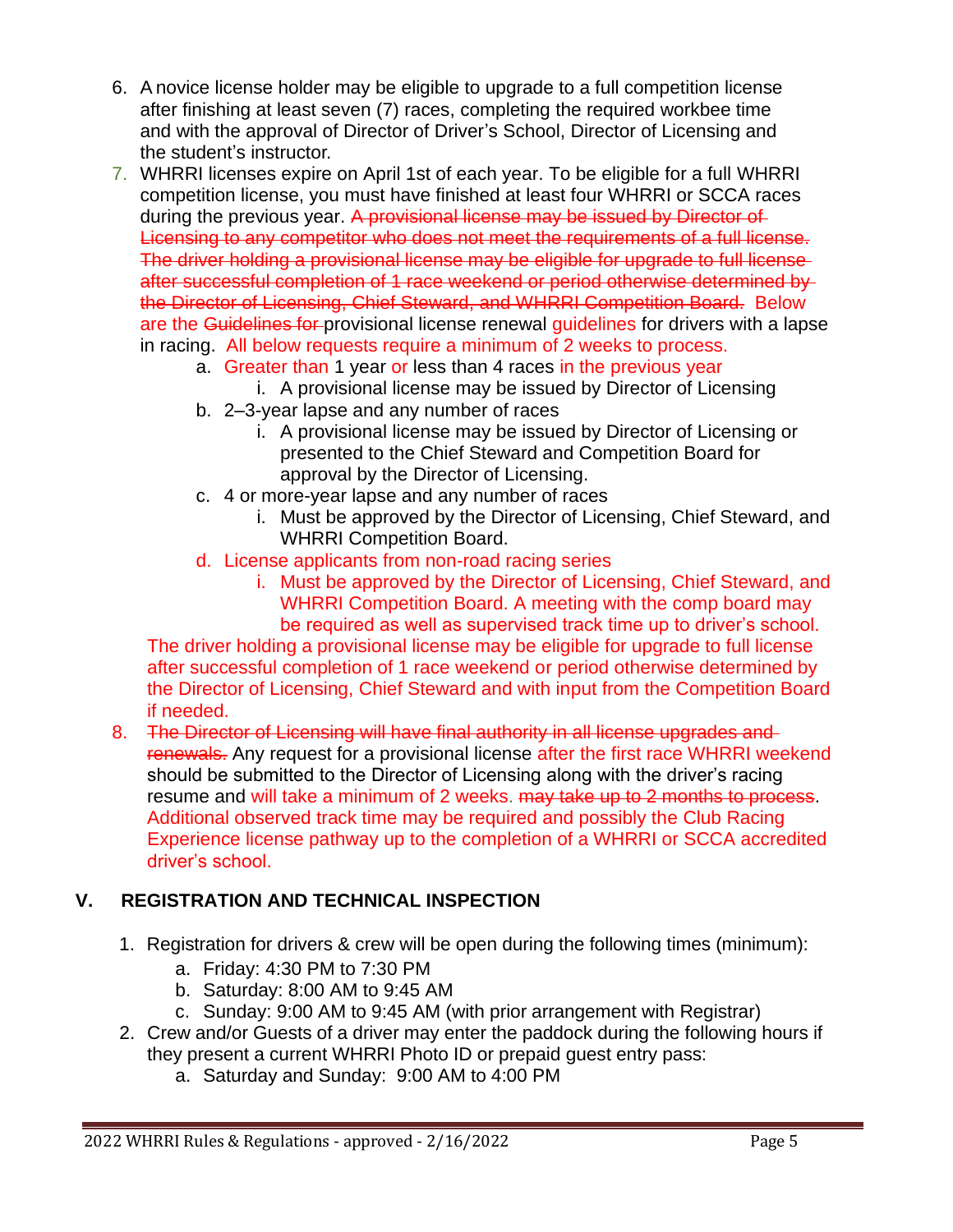6. A novice license holder may be eligible to upgrade to a full competition license after finishing at least seven (7) races, completing the required workbee time and with the approval of Director of Driver's School, Director of Licensing and the student's instructor.
7. WHRRI licenses expire on April 1st of each year. To be eligible for a full WHRRI competition license, you must have finished at least four WHRRI or SCCA races during the previous year. ~~A provisional license may be issued by Director of Licensing to any competitor who does not meet the requirements of a full license. The driver holding a provisional license may be eligible for upgrade to full license after successful completion of 1 race weekend or period otherwise determined by the Director of Licensing, Chief Steward, and WHRRI Competition Board.~~ Below are the ~~Guidelines for~~ provisional license renewal guidelines for drivers with a lapse in racing. All below requests require a minimum of 2 weeks to process.
   a. Greater than 1 year or less than 4 races in the previous year
      i. A provisional license may be issued by Director of Licensing
   b. 2–3-year lapse and any number of races
      i. A provisional license may be issued by Director of Licensing or presented to the Chief Steward and Competition Board for approval by the Director of Licensing.
   c. 4 or more-year lapse and any number of races
      i. Must be approved by the Director of Licensing, Chief Steward, and WHRRI Competition Board.
   d. License applicants from non-road racing series
      i. Must be approved by the Director of Licensing, Chief Steward, and WHRRI Competition Board. A meeting with the comp board may be required as well as supervised track time up to driver's school.

   The driver holding a provisional license may be eligible for upgrade to full license after successful completion of 1 race weekend or period otherwise determined by the Director of Licensing, Chief Steward and with input from the Competition Board if needed.
8. ~~The Director of Licensing will have final authority in all license upgrades and renewals.~~ Any request for a provisional license after the first race WHRRI weekend should be submitted to the Director of Licensing along with the driver's racing resume and will take a minimum of 2 weeks. ~~may take up to 2 months to process~~. Additional observed track time may be required and possibly the Club Racing Experience license pathway up to the completion of a WHRRI or SCCA accredited driver's school.

## V. REGISTRATION AND TECHNICAL INSPECTION

1. Registration for drivers & crew will be open during the following times (minimum):
   a. Friday: 4:30 PM to 7:30 PM
   b. Saturday: 8:00 AM to 9:45 AM
   c. Sunday: 9:00 AM to 9:45 AM (with prior arrangement with Registrar)
2. Crew and/or Guests of a driver may enter the paddock during the following hours if they present a current WHRRI Photo ID or prepaid guest entry pass:
   a. Saturday and Sunday: 9:00 AM to 4:00 PM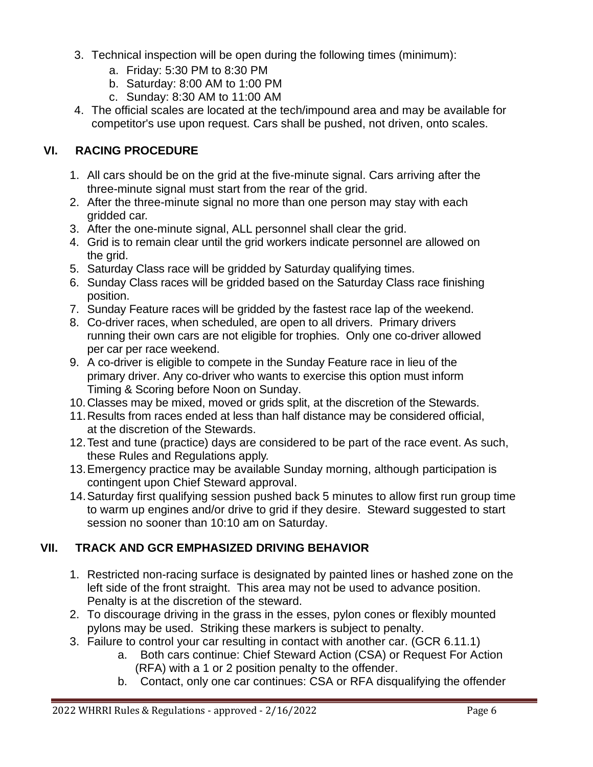3. Technical inspection will be open during the following times (minimum):
    a. Friday: 5:30 PM to 8:30 PM
    b. Saturday: 8:00 AM to 1:00 PM
    c. Sunday: 8:30 AM to 11:00 AM
4. The official scales are located at the tech/impound area and may be available for competitor's use upon request. Cars shall be pushed, not driven, onto scales.

## VI. RACING PROCEDURE

1. All cars should be on the grid at the five-minute signal. Cars arriving after the three-minute signal must start from the rear of the grid.
2. After the three-minute signal no more than one person may stay with each gridded car.
3. After the one-minute signal, ALL personnel shall clear the grid.
4. Grid is to remain clear until the grid workers indicate personnel are allowed on the grid.
5. Saturday Class race will be gridded by Saturday qualifying times.
6. Sunday Class races will be gridded based on the Saturday Class race finishing position.
7. Sunday Feature races will be gridded by the fastest race lap of the weekend.
8. Co-driver races, when scheduled, are open to all drivers. Primary drivers running their own cars are not eligible for trophies. Only one co-driver allowed per car per race weekend.
9. A co-driver is eligible to compete in the Sunday Feature race in lieu of the primary driver. Any co-driver who wants to exercise this option must inform Timing & Scoring before Noon on Sunday.
10. Classes may be mixed, moved or grids split, at the discretion of the Stewards.
11. Results from races ended at less than half distance may be considered official, at the discretion of the Stewards.
12. Test and tune (practice) days are considered to be part of the race event. As such, these Rules and Regulations apply.
13. Emergency practice may be available Sunday morning, although participation is contingent upon Chief Steward approval.
14. Saturday first qualifying session pushed back 5 minutes to allow first run group time to warm up engines and/or drive to grid if they desire. Steward suggested to start session no sooner than 10:10 am on Saturday.

## VII. TRACK AND GCR EMPHASIZED DRIVING BEHAVIOR

1. Restricted non-racing surface is designated by painted lines or hashed zone on the left side of the front straight. This area may not be used to advance position. Penalty is at the discretion of the steward.
2. To discourage driving in the grass in the esses, pylon cones or flexibly mounted pylons may be used. Striking these markers is subject to penalty.
3. Failure to control your car resulting in contact with another car. (GCR 6.11.1)
    a. Both cars continue: Chief Steward Action (CSA) or Request For Action (RFA) with a 1 or 2 position penalty to the offender.
    b. Contact, only one car continues: CSA or RFA disqualifying the offender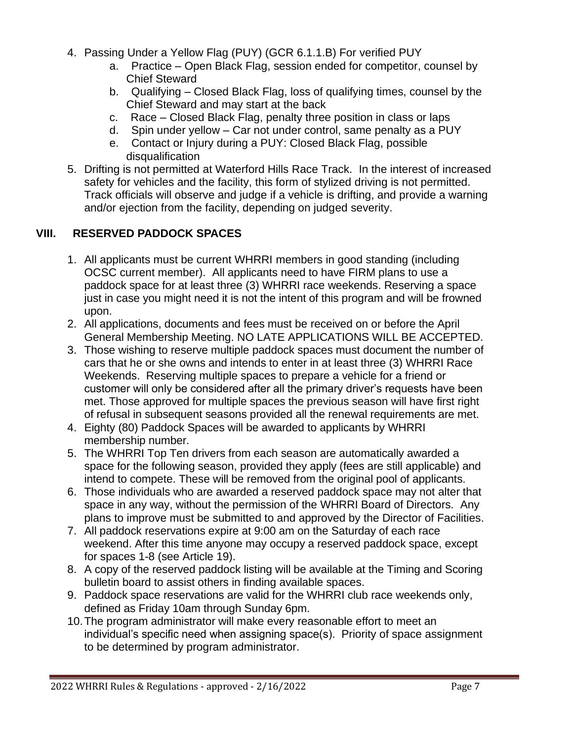4. Passing Under a Yellow Flag (PUY) (GCR 6.1.1.B) For verified PUY
    a. Practice – Open Black Flag, session ended for competitor, counsel by Chief Steward
    b. Qualifying – Closed Black Flag, loss of qualifying times, counsel by the Chief Steward and may start at the back
    c. Race – Closed Black Flag, penalty three position in class or laps
    d. Spin under yellow – Car not under control, same penalty as a PUY
    e. Contact or Injury during a PUY: Closed Black Flag, possible disqualification
5. Drifting is not permitted at Waterford Hills Race Track. In the interest of increased safety for vehicles and the facility, this form of stylized driving is not permitted. Track officials will observe and judge if a vehicle is drifting, and provide a warning and/or ejection from the facility, depending on judged severity.

## VIII. RESERVED PADDOCK SPACES

1. All applicants must be current WHRRI members in good standing (including OCSC current member). All applicants need to have FIRM plans to use a paddock space for at least three (3) WHRRI race weekends. Reserving a space just in case you might need it is not the intent of this program and will be frowned upon.
2. All applications, documents and fees must be received on or before the April General Membership Meeting. NO LATE APPLICATIONS WILL BE ACCEPTED.
3. Those wishing to reserve multiple paddock spaces must document the number of cars that he or she owns and intends to enter in at least three (3) WHRRI Race Weekends. Reserving multiple spaces to prepare a vehicle for a friend or customer will only be considered after all the primary driver's requests have been met. Those approved for multiple spaces the previous season will have first right of refusal in subsequent seasons provided all the renewal requirements are met.
4. Eighty (80) Paddock Spaces will be awarded to applicants by WHRRI membership number.
5. The WHRRI Top Ten drivers from each season are automatically awarded a space for the following season, provided they apply (fees are still applicable) and intend to compete. These will be removed from the original pool of applicants.
6. Those individuals who are awarded a reserved paddock space may not alter that space in any way, without the permission of the WHRRI Board of Directors. Any plans to improve must be submitted to and approved by the Director of Facilities.
7. All paddock reservations expire at 9:00 am on the Saturday of each race weekend. After this time anyone may occupy a reserved paddock space, except for spaces 1-8 (see Article 19).
8. A copy of the reserved paddock listing will be available at the Timing and Scoring bulletin board to assist others in finding available spaces.
9. Paddock space reservations are valid for the WHRRI club race weekends only, defined as Friday 10am through Sunday 6pm.
10. The program administrator will make every reasonable effort to meet an individual's specific need when assigning space(s). Priority of space assignment to be determined by program administrator.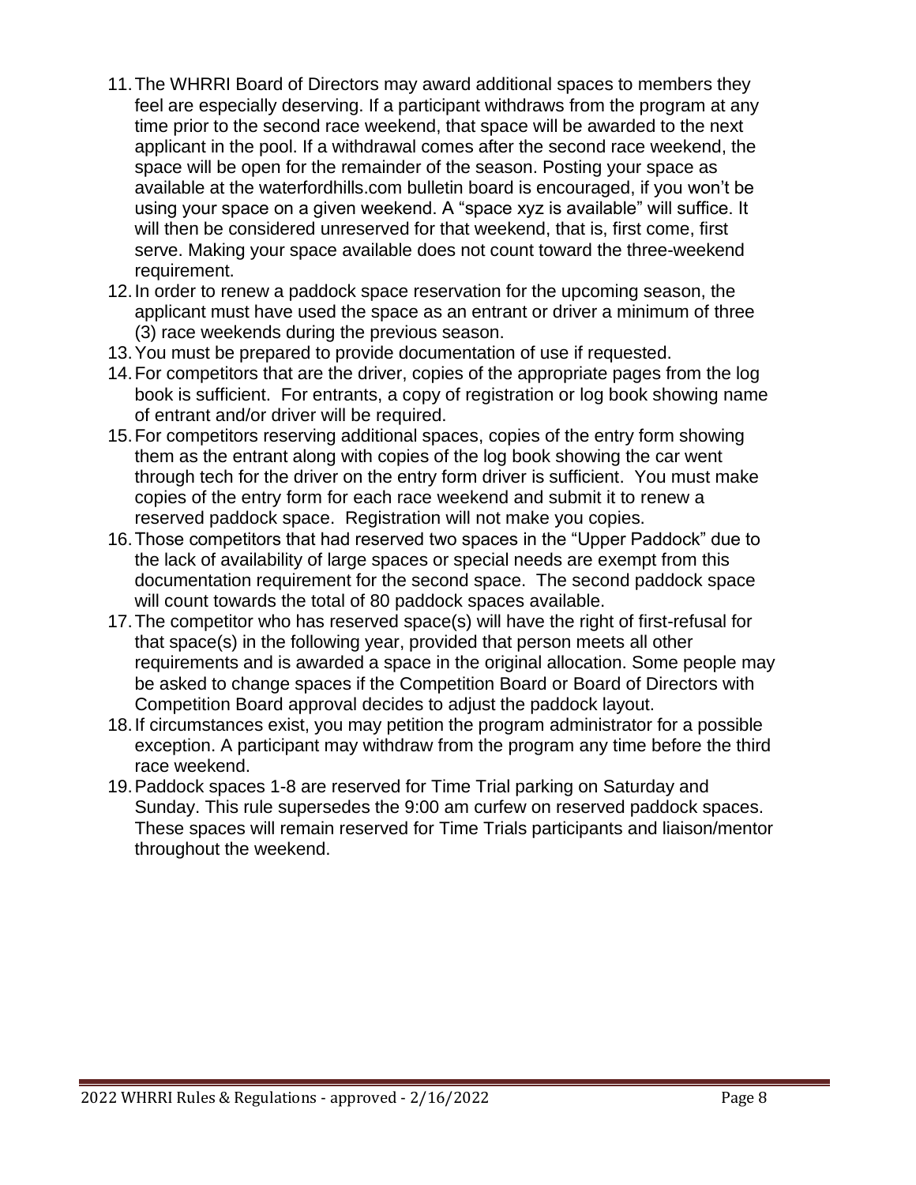11. The WHRRI Board of Directors may award additional spaces to members they feel are especially deserving. If a participant withdraws from the program at any time prior to the second race weekend, that space will be awarded to the next applicant in the pool. If a withdrawal comes after the second race weekend, the space will be open for the remainder of the season. Posting your space as available at the waterfordhills.com bulletin board is encouraged, if you won't be using your space on a given weekend. A "space xyz is available" will suffice. It will then be considered unreserved for that weekend, that is, first come, first serve. Making your space available does not count toward the three-weekend requirement.
12. In order to renew a paddock space reservation for the upcoming season, the applicant must have used the space as an entrant or driver a minimum of three (3) race weekends during the previous season.
13. You must be prepared to provide documentation of use if requested.
14. For competitors that are the driver, copies of the appropriate pages from the log book is sufficient. For entrants, a copy of registration or log book showing name of entrant and/or driver will be required.
15. For competitors reserving additional spaces, copies of the entry form showing them as the entrant along with copies of the log book showing the car went through tech for the driver on the entry form driver is sufficient. You must make copies of the entry form for each race weekend and submit it to renew a reserved paddock space. Registration will not make you copies.
16. Those competitors that had reserved two spaces in the "Upper Paddock" due to the lack of availability of large spaces or special needs are exempt from this documentation requirement for the second space. The second paddock space will count towards the total of 80 paddock spaces available.
17. The competitor who has reserved space(s) will have the right of first-refusal for that space(s) in the following year, provided that person meets all other requirements and is awarded a space in the original allocation. Some people may be asked to change spaces if the Competition Board or Board of Directors with Competition Board approval decides to adjust the paddock layout.
18. If circumstances exist, you may petition the program administrator for a possible exception. A participant may withdraw from the program any time before the third race weekend.
19. Paddock spaces 1-8 are reserved for Time Trial parking on Saturday and Sunday. This rule supersedes the 9:00 am curfew on reserved paddock spaces. These spaces will remain reserved for Time Trials participants and liaison/mentor throughout the weekend.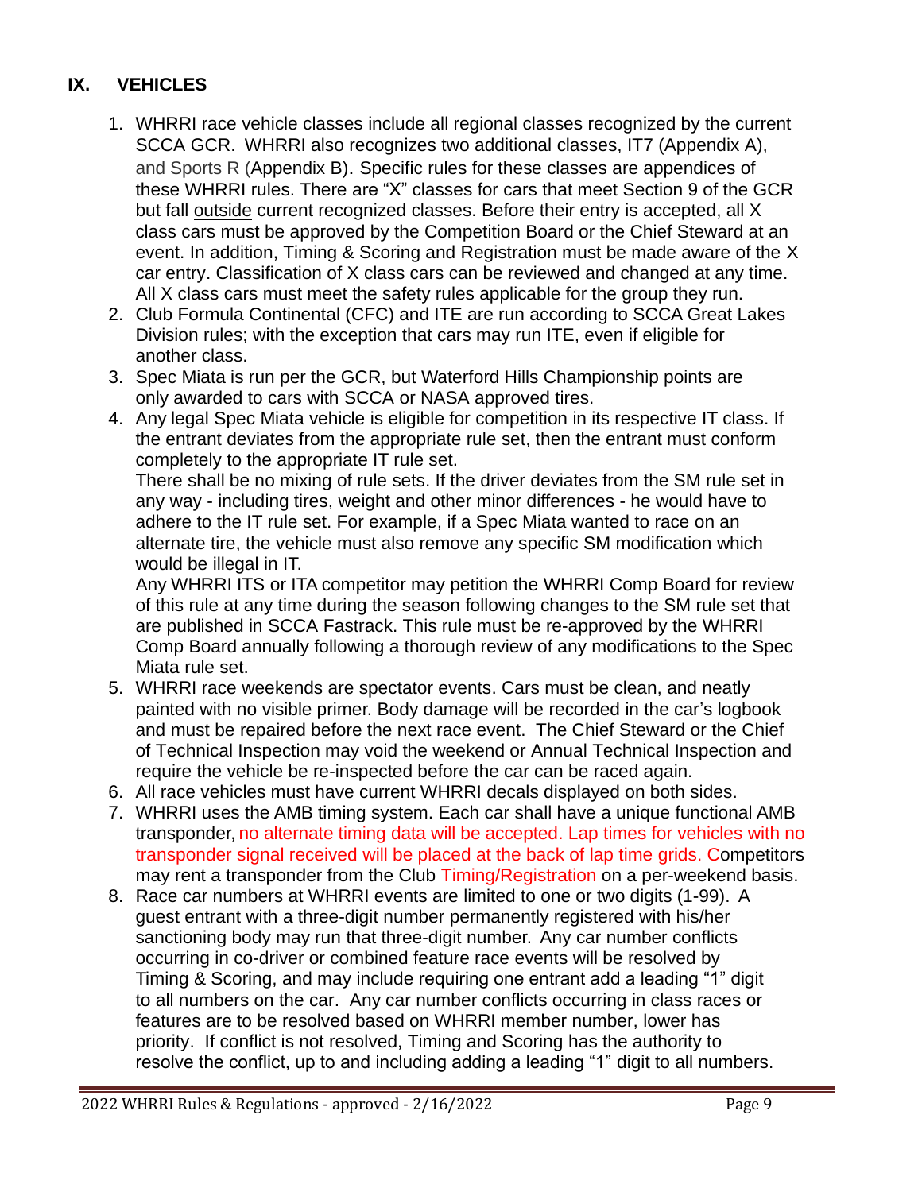## IX. VEHICLES

1. WHRRI race vehicle classes include all regional classes recognized by the current SCCA GCR. WHRRI also recognizes two additional classes, IT7 (Appendix A), and Sports R (Appendix B). Specific rules for these classes are appendices of these WHRRI rules. There are "X" classes for cars that meet Section 9 of the GCR but fall outside current recognized classes. Before their entry is accepted, all X class cars must be approved by the Competition Board or the Chief Steward at an event. In addition, Timing & Scoring and Registration must be made aware of the X car entry. Classification of X class cars can be reviewed and changed at any time. All X class cars must meet the safety rules applicable for the group they run.
2. Club Formula Continental (CFC) and ITE are run according to SCCA Great Lakes Division rules; with the exception that cars may run ITE, even if eligible for another class.
3. Spec Miata is run per the GCR, but Waterford Hills Championship points are only awarded to cars with SCCA or NASA approved tires.
4. Any legal Spec Miata vehicle is eligible for competition in its respective IT class. If the entrant deviates from the appropriate rule set, then the entrant must conform completely to the appropriate IT rule set.

   There shall be no mixing of rule sets. If the driver deviates from the SM rule set in any way - including tires, weight and other minor differences - he would have to adhere to the IT rule set. For example, if a Spec Miata wanted to race on an alternate tire, the vehicle must also remove any specific SM modification which would be illegal in IT.

   Any WHRRI ITS or ITA competitor may petition the WHRRI Comp Board for review of this rule at any time during the season following changes to the SM rule set that are published in SCCA Fastrack. This rule must be re-approved by the WHRRI Comp Board annually following a thorough review of any modifications to the Spec Miata rule set.
5. WHRRI race weekends are spectator events. Cars must be clean, and neatly painted with no visible primer. Body damage will be recorded in the car's logbook and must be repaired before the next race event. The Chief Steward or the Chief of Technical Inspection may void the weekend or Annual Technical Inspection and require the vehicle be re-inspected before the car can be raced again.
6. All race vehicles must have current WHRRI decals displayed on both sides.
7. WHRRI uses the AMB timing system. Each car shall have a unique functional AMB transponder, no alternate timing data will be accepted. Lap times for vehicles with no transponder signal received will be placed at the back of lap time grids. Competitors may rent a transponder from the Club Timing/Registration on a per-weekend basis.
8. Race car numbers at WHRRI events are limited to one or two digits (1-99). A guest entrant with a three-digit number permanently registered with his/her sanctioning body may run that three-digit number. Any car number conflicts occurring in co-driver or combined feature race events will be resolved by Timing & Scoring, and may include requiring one entrant add a leading "1" digit to all numbers on the car. Any car number conflicts occurring in class races or features are to be resolved based on WHRRI member number, lower has priority. If conflict is not resolved, Timing and Scoring has the authority to resolve the conflict, up to and including adding a leading "1" digit to all numbers.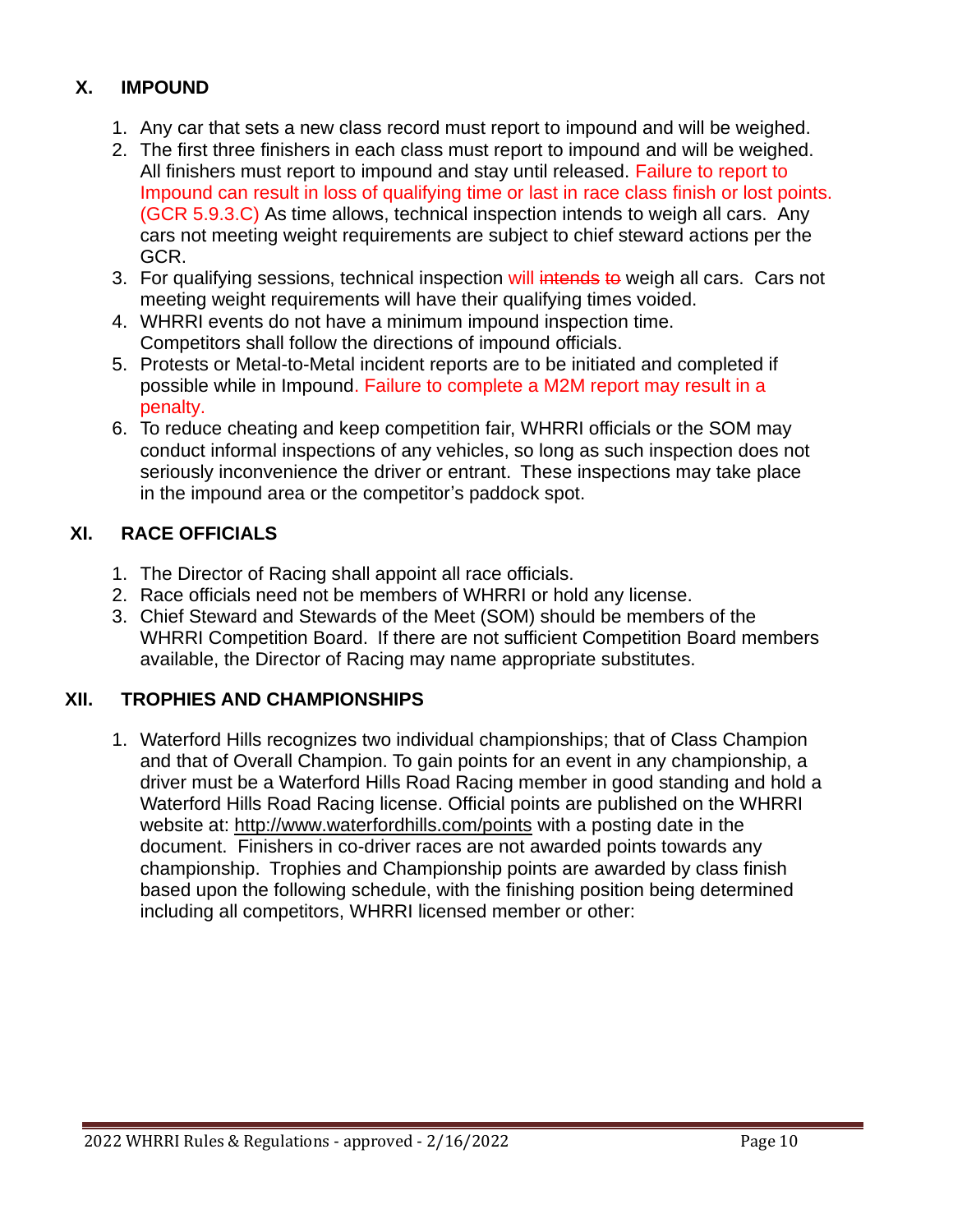## X. IMPOUND

1. Any car that sets a new class record must report to impound and will be weighed.
2. The first three finishers in each class must report to impound and will be weighed. All finishers must report to impound and stay until released. Failure to report to Impound can result in loss of qualifying time or last in race class finish or lost points. (GCR 5.9.3.C) As time allows, technical inspection intends to weigh all cars. Any cars not meeting weight requirements are subject to chief steward actions per the GCR.
3. For qualifying sessions, technical inspection will ~~intends to~~ weigh all cars. Cars not meeting weight requirements will have their qualifying times voided.
4. WHRRI events do not have a minimum impound inspection time. Competitors shall follow the directions of impound officials.
5. Protests or Metal-to-Metal incident reports are to be initiated and completed if possible while in Impound. Failure to complete a M2M report may result in a penalty.
6. To reduce cheating and keep competition fair, WHRRI officials or the SOM may conduct informal inspections of any vehicles, so long as such inspection does not seriously inconvenience the driver or entrant. These inspections may take place in the impound area or the competitor's paddock spot.

## XI. RACE OFFICIALS

1. The Director of Racing shall appoint all race officials.
2. Race officials need not be members of WHRRI or hold any license.
3. Chief Steward and Stewards of the Meet (SOM) should be members of the WHRRI Competition Board. If there are not sufficient Competition Board members available, the Director of Racing may name appropriate substitutes.

## XII. TROPHIES AND CHAMPIONSHIPS

1. Waterford Hills recognizes two individual championships; that of Class Champion and that of Overall Champion. To gain points for an event in any championship, a driver must be a Waterford Hills Road Racing member in good standing and hold a Waterford Hills Road Racing license. Official points are published on the WHRRI website at: http://www.waterfordhills.com/points with a posting date in the document. Finishers in co-driver races are not awarded points towards any championship. Trophies and Championship points are awarded by class finish based upon the following schedule, with the finishing position being determined including all competitors, WHRRI licensed member or other: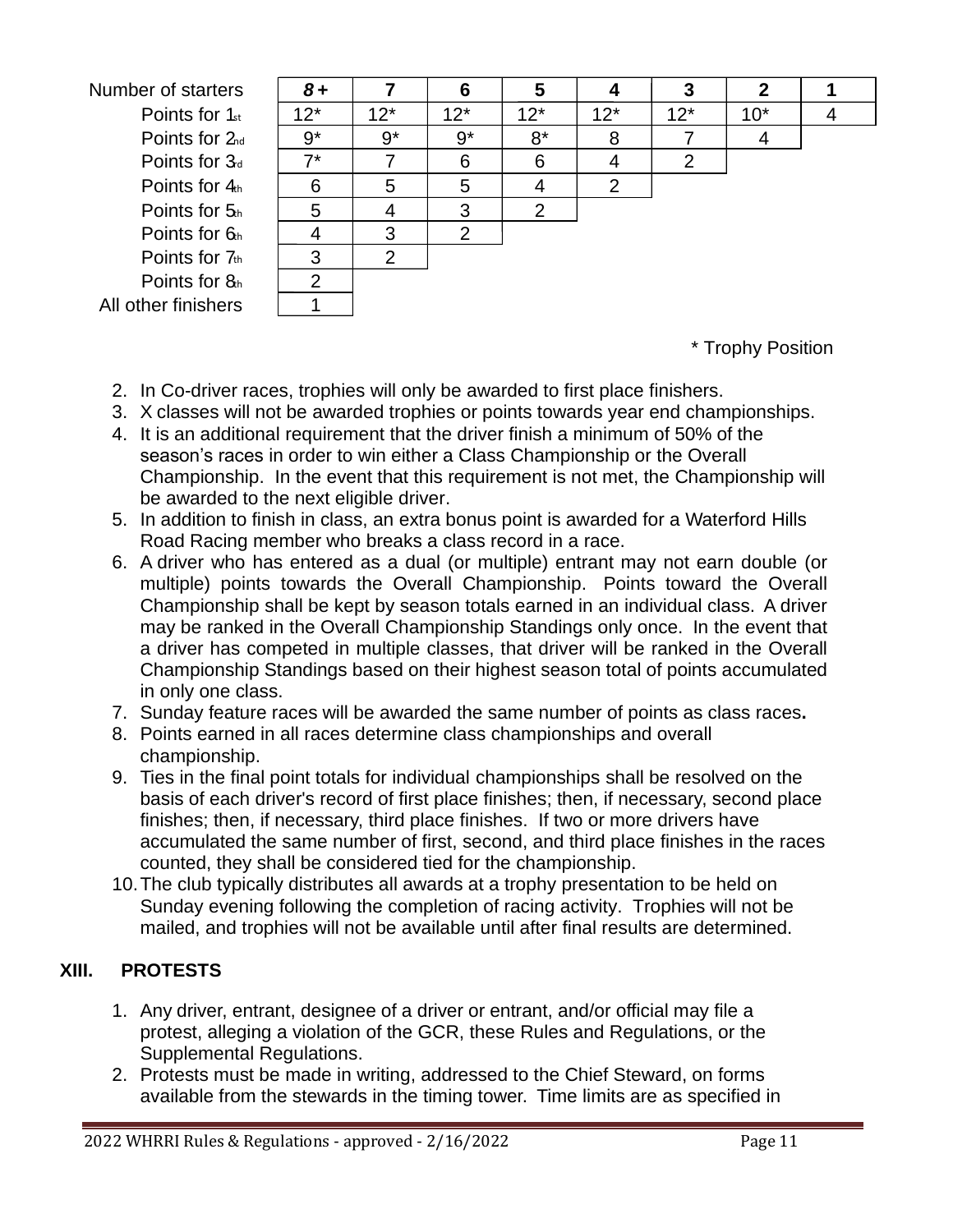| Number of starters | *8 +* | 7 | 6 | 5 | 4 | 3 | 2 | 1 |
|---|---|---|---|---|---|---|---|---|
| Points for 1st | 12* | 12* | 12* | 12* | 12* | 12* | 10* | 4 |
| Points for 2nd | 9* | 9* | 9* | 8* | 8 | 7 | 4 | |
| Points for 3rd | 7* | 7 | 6 | 6 | 4 | 2 | | |
| Points for 4th | 6 | 5 | 5 | 4 | 2 | | | |
| Points for 5th | 5 | 4 | 3 | 2 | | | | |
| Points for 6th | 4 | 3 | 2 | | | | | |
| Points for 7th | 3 | 2 | | | | | | |
| Points for 8th | 2 | | | | | | | |
| All other finishers | 1 | | | | | | | |

\* Trophy Position

2. In Co-driver races, trophies will only be awarded to first place finishers.
3. X classes will not be awarded trophies or points towards year end championships.
4. It is an additional requirement that the driver finish a minimum of 50% of the season's races in order to win either a Class Championship or the Overall Championship. In the event that this requirement is not met, the Championship will be awarded to the next eligible driver.
5. In addition to finish in class, an extra bonus point is awarded for a Waterford Hills Road Racing member who breaks a class record in a race.
6. A driver who has entered as a dual (or multiple) entrant may not earn double (or multiple) points towards the Overall Championship. Points toward the Overall Championship shall be kept by season totals earned in an individual class. A driver may be ranked in the Overall Championship Standings only once. In the event that a driver has competed in multiple classes, that driver will be ranked in the Overall Championship Standings based on their highest season total of points accumulated in only one class.
7. Sunday feature races will be awarded the same number of points as class races**.**
8. Points earned in all races determine class championships and overall championship.
9. Ties in the final point totals for individual championships shall be resolved on the basis of each driver's record of first place finishes; then, if necessary, second place finishes; then, if necessary, third place finishes. If two or more drivers have accumulated the same number of first, second, and third place finishes in the races counted, they shall be considered tied for the championship.
10. The club typically distributes all awards at a trophy presentation to be held on Sunday evening following the completion of racing activity. Trophies will not be mailed, and trophies will not be available until after final results are determined.

## XIII. PROTESTS

1. Any driver, entrant, designee of a driver or entrant, and/or official may file a protest, alleging a violation of the GCR, these Rules and Regulations, or the Supplemental Regulations.
2. Protests must be made in writing, addressed to the Chief Steward, on forms available from the stewards in the timing tower. Time limits are as specified in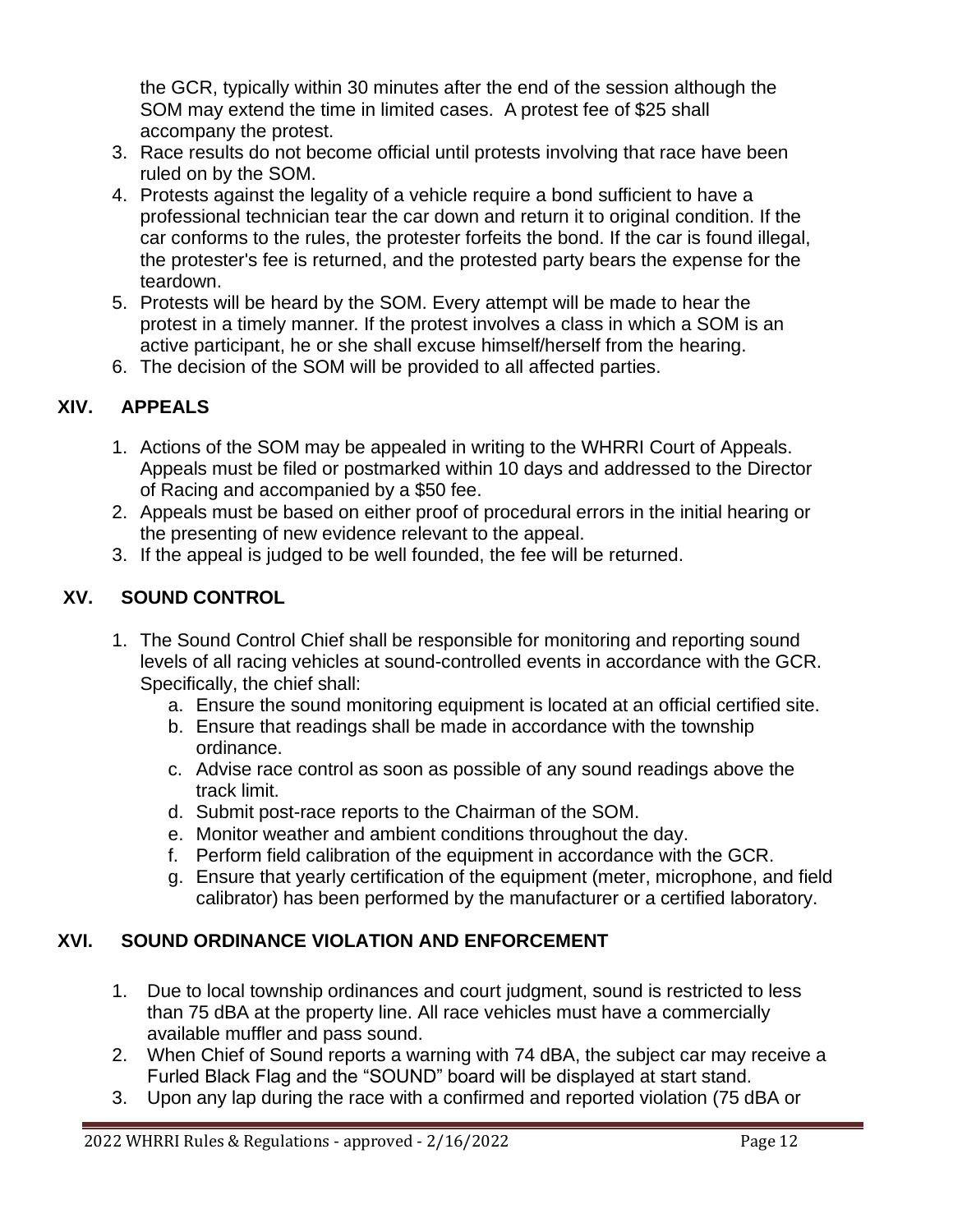the GCR, typically within 30 minutes after the end of the session although the SOM may extend the time in limited cases. A protest fee of $25 shall accompany the protest.

3. Race results do not become official until protests involving that race have been ruled on by the SOM.
4. Protests against the legality of a vehicle require a bond sufficient to have a professional technician tear the car down and return it to original condition. If the car conforms to the rules, the protester forfeits the bond. If the car is found illegal, the protester's fee is returned, and the protested party bears the expense for the teardown.
5. Protests will be heard by the SOM. Every attempt will be made to hear the protest in a timely manner. If the protest involves a class in which a SOM is an active participant, he or she shall excuse himself/herself from the hearing.
6. The decision of the SOM will be provided to all affected parties.

## XIV. APPEALS

1. Actions of the SOM may be appealed in writing to the WHRRI Court of Appeals. Appeals must be filed or postmarked within 10 days and addressed to the Director of Racing and accompanied by a $50 fee.
2. Appeals must be based on either proof of procedural errors in the initial hearing or the presenting of new evidence relevant to the appeal.
3. If the appeal is judged to be well founded, the fee will be returned.

## XV. SOUND CONTROL

1. The Sound Control Chief shall be responsible for monitoring and reporting sound levels of all racing vehicles at sound-controlled events in accordance with the GCR. Specifically, the chief shall:
   a. Ensure the sound monitoring equipment is located at an official certified site.
   b. Ensure that readings shall be made in accordance with the township ordinance.
   c. Advise race control as soon as possible of any sound readings above the track limit.
   d. Submit post-race reports to the Chairman of the SOM.
   e. Monitor weather and ambient conditions throughout the day.
   f. Perform field calibration of the equipment in accordance with the GCR.
   g. Ensure that yearly certification of the equipment (meter, microphone, and field calibrator) has been performed by the manufacturer or a certified laboratory.

## XVI. SOUND ORDINANCE VIOLATION AND ENFORCEMENT

1. Due to local township ordinances and court judgment, sound is restricted to less than 75 dBA at the property line. All race vehicles must have a commercially available muffler and pass sound.
2. When Chief of Sound reports a warning with 74 dBA, the subject car may receive a Furled Black Flag and the "SOUND" board will be displayed at start stand.
3. Upon any lap during the race with a confirmed and reported violation (75 dBA or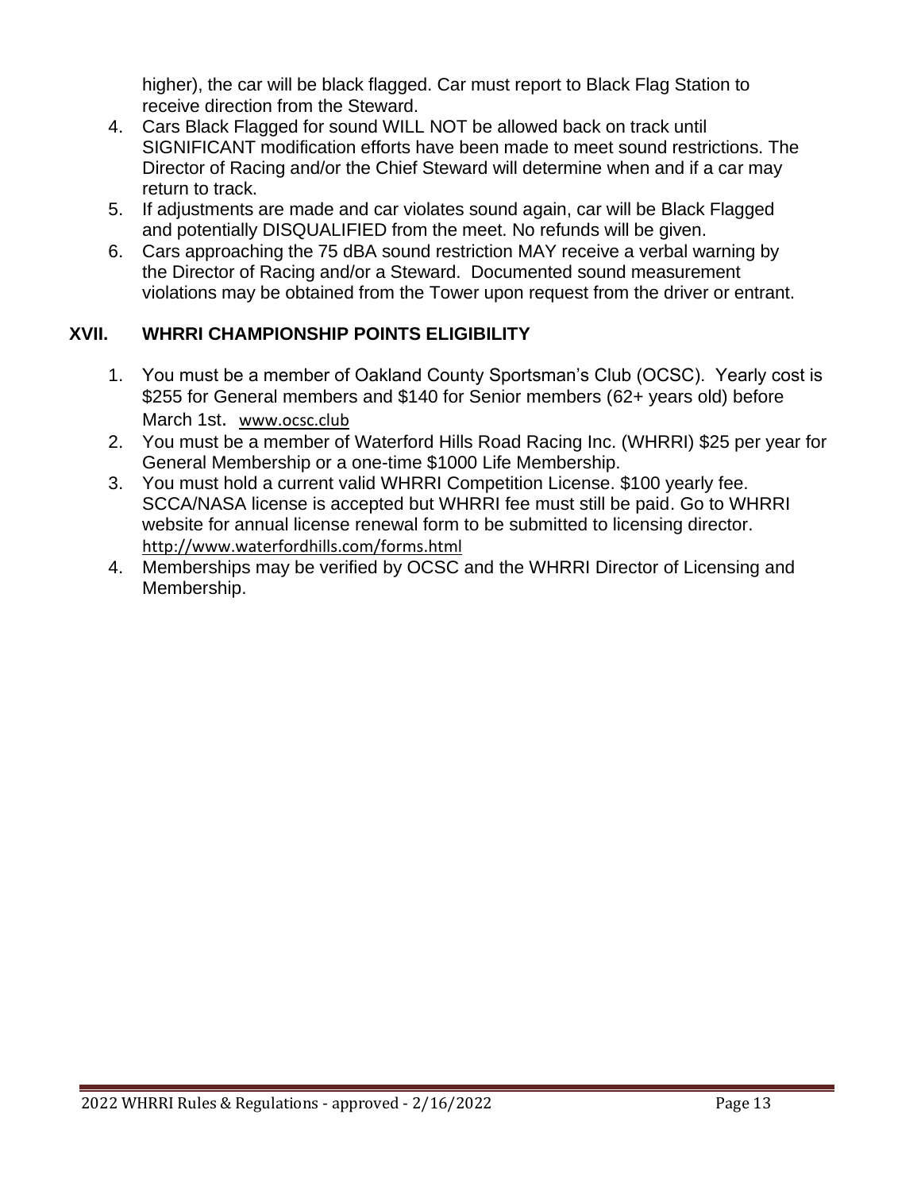higher), the car will be black flagged. Car must report to Black Flag Station to receive direction from the Steward.

4. Cars Black Flagged for sound WILL NOT be allowed back on track until SIGNIFICANT modification efforts have been made to meet sound restrictions. The Director of Racing and/or the Chief Steward will determine when and if a car may return to track.
5. If adjustments are made and car violates sound again, car will be Black Flagged and potentially DISQUALIFIED from the meet. No refunds will be given.
6. Cars approaching the 75 dBA sound restriction MAY receive a verbal warning by the Director of Racing and/or a Steward. Documented sound measurement violations may be obtained from the Tower upon request from the driver or entrant.

## XVII. WHRRI CHAMPIONSHIP POINTS ELIGIBILITY

1. You must be a member of Oakland County Sportsman's Club (OCSC). Yearly cost is $255 for General members and $140 for Senior members (62+ years old) before March 1st. www.ocsc.club
2. You must be a member of Waterford Hills Road Racing Inc. (WHRRI) $25 per year for General Membership or a one-time $1000 Life Membership.
3. You must hold a current valid WHRRI Competition License. $100 yearly fee. SCCA/NASA license is accepted but WHRRI fee must still be paid. Go to WHRRI website for annual license renewal form to be submitted to licensing director. http://www.waterfordhills.com/forms.html
4. Memberships may be verified by OCSC and the WHRRI Director of Licensing and Membership.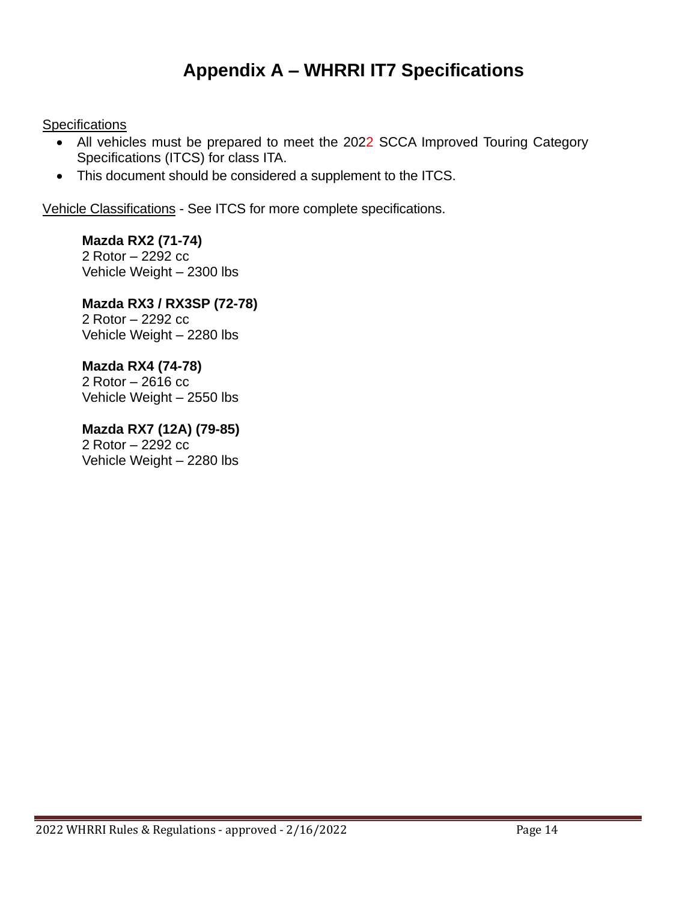# Appendix A – WHRRI IT7 Specifications

Specifications

- All vehicles must be prepared to meet the 2022 SCCA Improved Touring Category Specifications (ITCS) for class ITA.
- This document should be considered a supplement to the ITCS.

Vehicle Classifications - See ITCS for more complete specifications.

**Mazda RX2 (71-74)**
2 Rotor – 2292 cc
Vehicle Weight – 2300 lbs

**Mazda RX3 / RX3SP (72-78)**
2 Rotor – 2292 cc
Vehicle Weight – 2280 lbs

**Mazda RX4 (74-78)**
2 Rotor – 2616 cc
Vehicle Weight – 2550 lbs

**Mazda RX7 (12A) (79-85)**
2 Rotor – 2292 cc
Vehicle Weight – 2280 lbs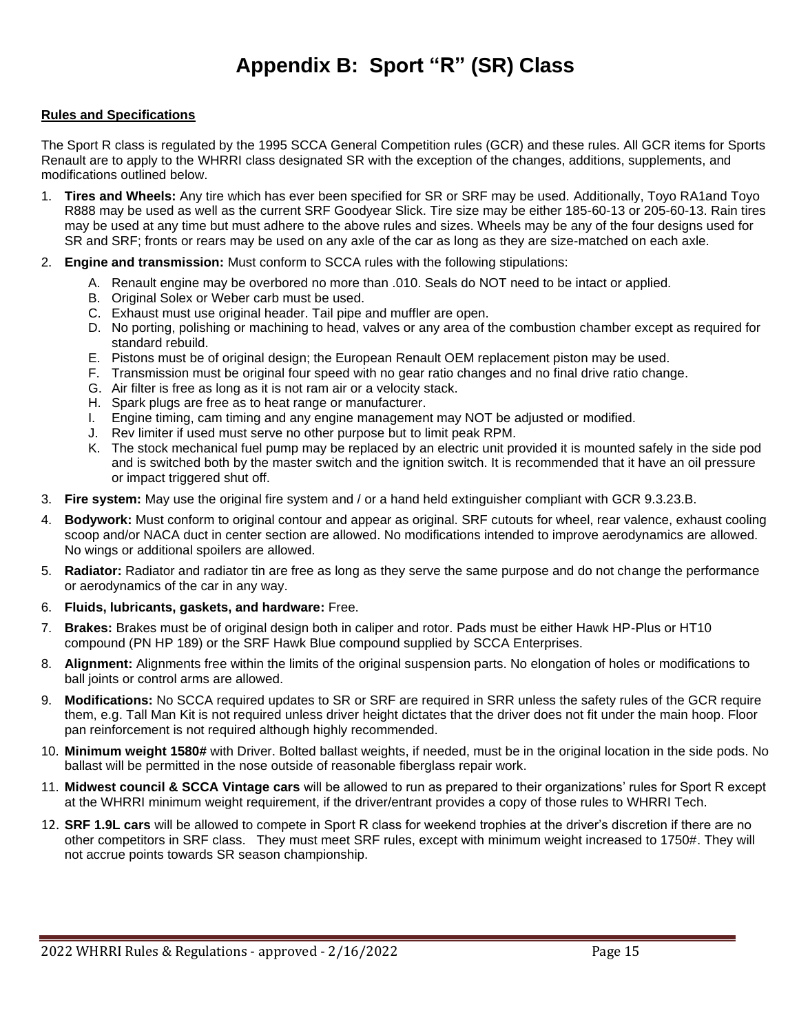# Appendix B: Sport "R" (SR) Class

**Rules and Specifications**

The Sport R class is regulated by the 1995 SCCA General Competition rules (GCR) and these rules. All GCR items for Sports Renault are to apply to the WHRRI class designated SR with the exception of the changes, additions, supplements, and modifications outlined below.

1. **Tires and Wheels:** Any tire which has ever been specified for SR or SRF may be used. Additionally, Toyo RA1and Toyo R888 may be used as well as the current SRF Goodyear Slick. Tire size may be either 185-60-13 or 205-60-13. Rain tires may be used at any time but must adhere to the above rules and sizes. Wheels may be any of the four designs used for SR and SRF; fronts or rears may be used on any axle of the car as long as they are size-matched on each axle.
2. **Engine and transmission:** Must conform to SCCA rules with the following stipulations:
   A. Renault engine may be overbored no more than .010. Seals do NOT need to be intact or applied.
   B. Original Solex or Weber carb must be used.
   C. Exhaust must use original header. Tail pipe and muffler are open.
   D. No porting, polishing or machining to head, valves or any area of the combustion chamber except as required for standard rebuild.
   E. Pistons must be of original design; the European Renault OEM replacement piston may be used.
   F. Transmission must be original four speed with no gear ratio changes and no final drive ratio change.
   G. Air filter is free as long as it is not ram air or a velocity stack.
   H. Spark plugs are free as to heat range or manufacturer.
   I. Engine timing, cam timing and any engine management may NOT be adjusted or modified.
   J. Rev limiter if used must serve no other purpose but to limit peak RPM.
   K. The stock mechanical fuel pump may be replaced by an electric unit provided it is mounted safely in the side pod and is switched both by the master switch and the ignition switch. It is recommended that it have an oil pressure or impact triggered shut off.
3. **Fire system:** May use the original fire system and / or a hand held extinguisher compliant with GCR 9.3.23.B.
4. **Bodywork:** Must conform to original contour and appear as original. SRF cutouts for wheel, rear valence, exhaust cooling scoop and/or NACA duct in center section are allowed. No modifications intended to improve aerodynamics are allowed. No wings or additional spoilers are allowed.
5. **Radiator:** Radiator and radiator tin are free as long as they serve the same purpose and do not change the performance or aerodynamics of the car in any way.
6. **Fluids, lubricants, gaskets, and hardware:** Free.
7. **Brakes:** Brakes must be of original design both in caliper and rotor. Pads must be either Hawk HP-Plus or HT10 compound (PN HP 189) or the SRF Hawk Blue compound supplied by SCCA Enterprises.
8. **Alignment:** Alignments free within the limits of the original suspension parts. No elongation of holes or modifications to ball joints or control arms are allowed.
9. **Modifications:** No SCCA required updates to SR or SRF are required in SRR unless the safety rules of the GCR require them, e.g. Tall Man Kit is not required unless driver height dictates that the driver does not fit under the main hoop. Floor pan reinforcement is not required although highly recommended.
10. **Minimum weight 1580#** with Driver. Bolted ballast weights, if needed, must be in the original location in the side pods. No ballast will be permitted in the nose outside of reasonable fiberglass repair work.
11. **Midwest council & SCCA Vintage cars** will be allowed to run as prepared to their organizations' rules for Sport R except at the WHRRI minimum weight requirement, if the driver/entrant provides a copy of those rules to WHRRI Tech.
12. **SRF 1.9L cars** will be allowed to compete in Sport R class for weekend trophies at the driver's discretion if there are no other competitors in SRF class. They must meet SRF rules, except with minimum weight increased to 1750#. They will not accrue points towards SR season championship.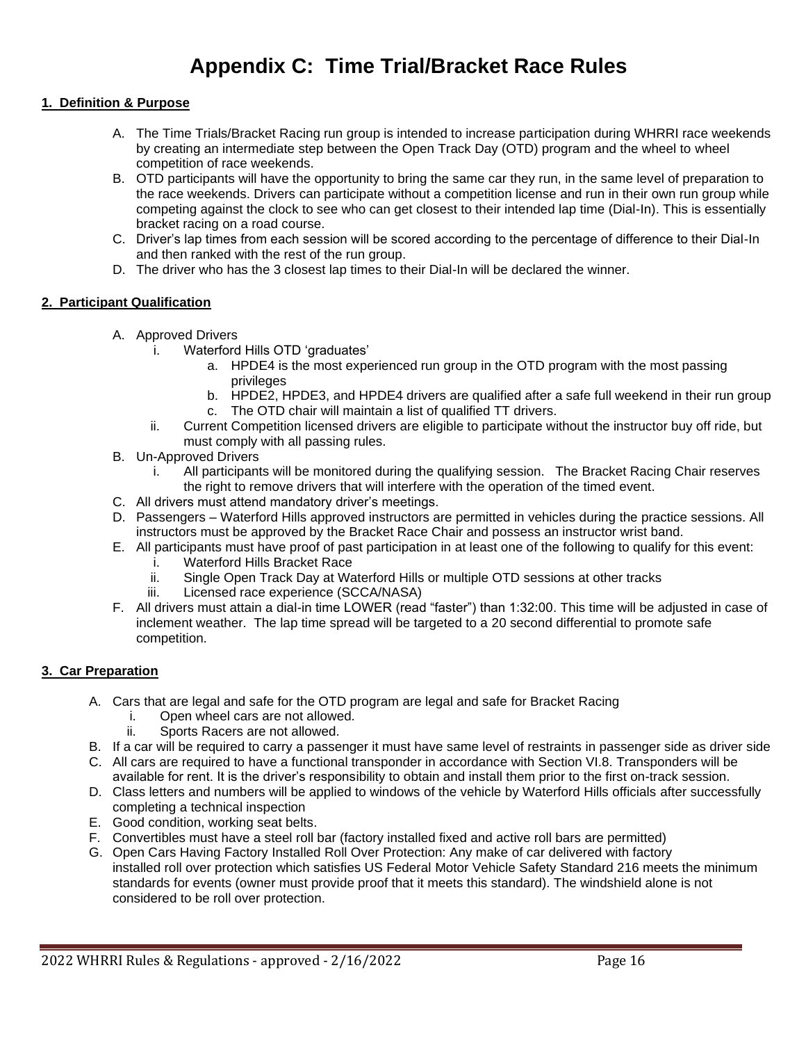# Appendix C: Time Trial/Bracket Race Rules

## 1. Definition & Purpose

A. The Time Trials/Bracket Racing run group is intended to increase participation during WHRRI race weekends by creating an intermediate step between the Open Track Day (OTD) program and the wheel to wheel competition of race weekends.

B. OTD participants will have the opportunity to bring the same car they run, in the same level of preparation to the race weekends. Drivers can participate without a competition license and run in their own run group while competing against the clock to see who can get closest to their intended lap time (Dial-In). This is essentially bracket racing on a road course.

C. Driver's lap times from each session will be scored according to the percentage of difference to their Dial-In and then ranked with the rest of the run group.

D. The driver who has the 3 closest lap times to their Dial-In will be declared the winner.

## 2. Participant Qualification

A. Approved Drivers
   i. Waterford Hills OTD 'graduates'
      a. HPDE4 is the most experienced run group in the OTD program with the most passing privileges
      b. HPDE2, HPDE3, and HPDE4 drivers are qualified after a safe full weekend in their run group
      c. The OTD chair will maintain a list of qualified TT drivers.
   ii. Current Competition licensed drivers are eligible to participate without the instructor buy off ride, but must comply with all passing rules.

B. Un-Approved Drivers
   i. All participants will be monitored during the qualifying session. The Bracket Racing Chair reserves the right to remove drivers that will interfere with the operation of the timed event.

C. All drivers must attend mandatory driver's meetings.

D. Passengers – Waterford Hills approved instructors are permitted in vehicles during the practice sessions. All instructors must be approved by the Bracket Race Chair and possess an instructor wrist band.

E. All participants must have proof of past participation in at least one of the following to qualify for this event:
   i. Waterford Hills Bracket Race
   ii. Single Open Track Day at Waterford Hills or multiple OTD sessions at other tracks
   iii. Licensed race experience (SCCA/NASA)

F. All drivers must attain a dial-in time LOWER (read "faster") than 1:32:00. This time will be adjusted in case of inclement weather. The lap time spread will be targeted to a 20 second differential to promote safe competition.

## 3. Car Preparation

A. Cars that are legal and safe for the OTD program are legal and safe for Bracket Racing
   i. Open wheel cars are not allowed.
   ii. Sports Racers are not allowed.

B. If a car will be required to carry a passenger it must have same level of restraints in passenger side as driver side

C. All cars are required to have a functional transponder in accordance with Section VI.8. Transponders will be available for rent. It is the driver's responsibility to obtain and install them prior to the first on-track session.

D. Class letters and numbers will be applied to windows of the vehicle by Waterford Hills officials after successfully completing a technical inspection

E. Good condition, working seat belts.

F. Convertibles must have a steel roll bar (factory installed fixed and active roll bars are permitted)

G. Open Cars Having Factory Installed Roll Over Protection: Any make of car delivered with factory installed roll over protection which satisfies US Federal Motor Vehicle Safety Standard 216 meets the minimum standards for events (owner must provide proof that it meets this standard). The windshield alone is not considered to be roll over protection.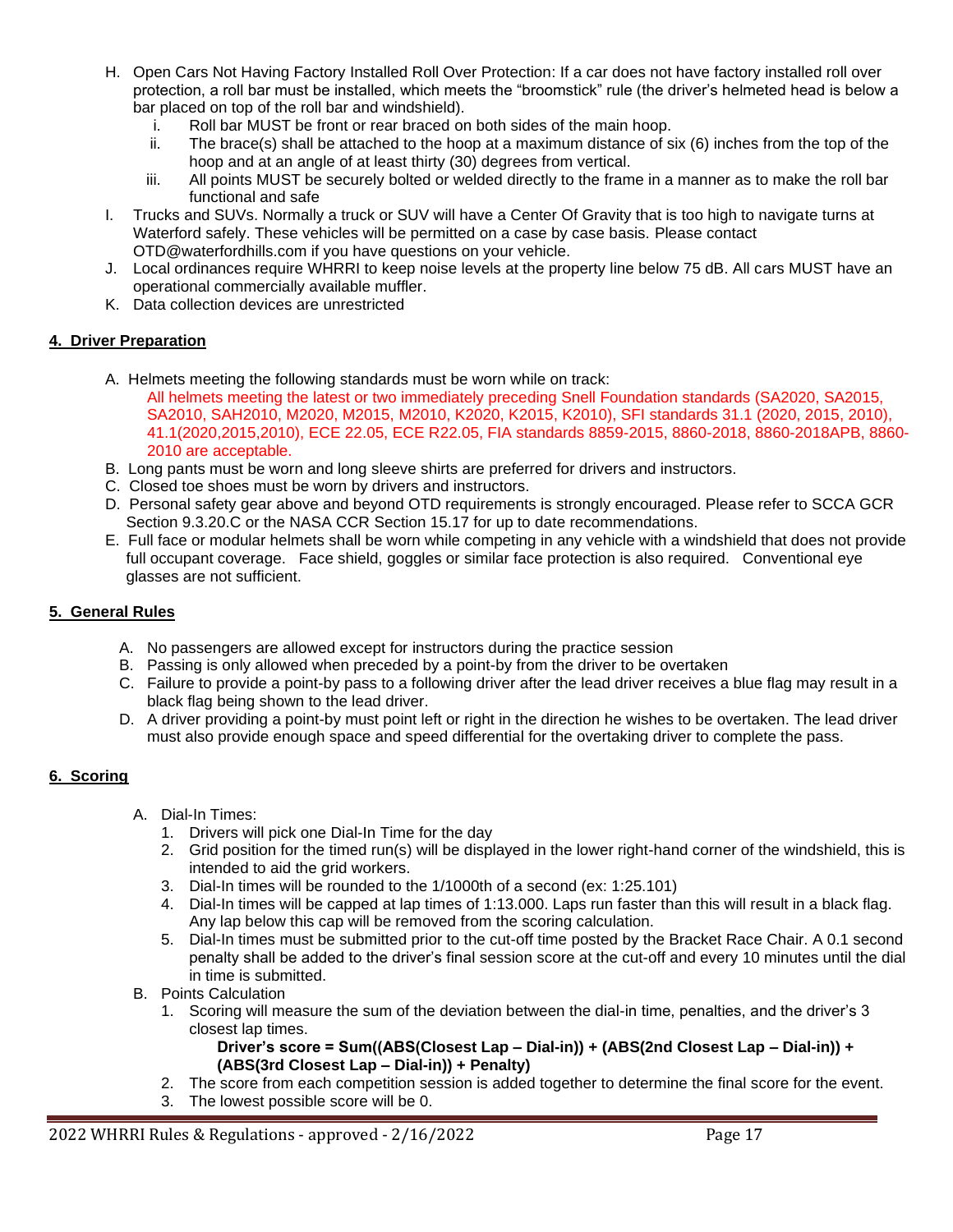H. Open Cars Not Having Factory Installed Roll Over Protection: If a car does not have factory installed roll over protection, a roll bar must be installed, which meets the "broomstick" rule (the driver's helmeted head is below a bar placed on top of the roll bar and windshield).
   i. Roll bar MUST be front or rear braced on both sides of the main hoop.
   ii. The brace(s) shall be attached to the hoop at a maximum distance of six (6) inches from the top of the hoop and at an angle of at least thirty (30) degrees from vertical.
   iii. All points MUST be securely bolted or welded directly to the frame in a manner as to make the roll bar functional and safe

I. Trucks and SUVs. Normally a truck or SUV will have a Center Of Gravity that is too high to navigate turns at Waterford safely. These vehicles will be permitted on a case by case basis. Please contact OTD@waterfordhills.com if you have questions on your vehicle.

J. Local ordinances require WHRRI to keep noise levels at the property line below 75 dB. All cars MUST have an operational commercially available muffler.

K. Data collection devices are unrestricted

## 4. Driver Preparation

A. Helmets meeting the following standards must be worn while on track:
   All helmets meeting the latest or two immediately preceding Snell Foundation standards (SA2020, SA2015, SA2010, SAH2010, M2020, M2015, M2010, K2020, K2015, K2010), SFI standards 31.1 (2020, 2015, 2010), 41.1(2020,2015,2010), ECE 22.05, ECE R22.05, FIA standards 8859-2015, 8860-2018, 8860-2018APB, 8860-2010 are acceptable.

B. Long pants must be worn and long sleeve shirts are preferred for drivers and instructors.

C. Closed toe shoes must be worn by drivers and instructors.

D. Personal safety gear above and beyond OTD requirements is strongly encouraged. Please refer to SCCA GCR Section 9.3.20.C or the NASA CCR Section 15.17 for up to date recommendations.

E. Full face or modular helmets shall be worn while competing in any vehicle with a windshield that does not provide full occupant coverage. Face shield, goggles or similar face protection is also required. Conventional eye glasses are not sufficient.

## 5. General Rules

A. No passengers are allowed except for instructors during the practice session

B. Passing is only allowed when preceded by a point-by from the driver to be overtaken

C. Failure to provide a point-by pass to a following driver after the lead driver receives a blue flag may result in a black flag being shown to the lead driver.

D. A driver providing a point-by must point left or right in the direction he wishes to be overtaken. The lead driver must also provide enough space and speed differential for the overtaking driver to complete the pass.

## 6. Scoring

A. Dial-In Times:
   1. Drivers will pick one Dial-In Time for the day
   2. Grid position for the timed run(s) will be displayed in the lower right-hand corner of the windshield, this is intended to aid the grid workers.
   3. Dial-In times will be rounded to the 1/1000th of a second (ex: 1:25.101)
   4. Dial-In times will be capped at lap times of 1:13.000. Laps run faster than this will result in a black flag. Any lap below this cap will be removed from the scoring calculation.
   5. Dial-In times must be submitted prior to the cut-off time posted by the Bracket Race Chair. A 0.1 second penalty shall be added to the driver's final session score at the cut-off and every 10 minutes until the dial in time is submitted.

B. Points Calculation
   1. Scoring will measure the sum of the deviation between the dial-in time, penalties, and the driver's 3 closest lap times.
      **Driver's score = Sum((ABS(Closest Lap – Dial-in)) + (ABS(2nd Closest Lap – Dial-in)) + (ABS(3rd Closest Lap – Dial-in)) + Penalty)**
   2. The score from each competition session is added together to determine the final score for the event.
   3. The lowest possible score will be 0.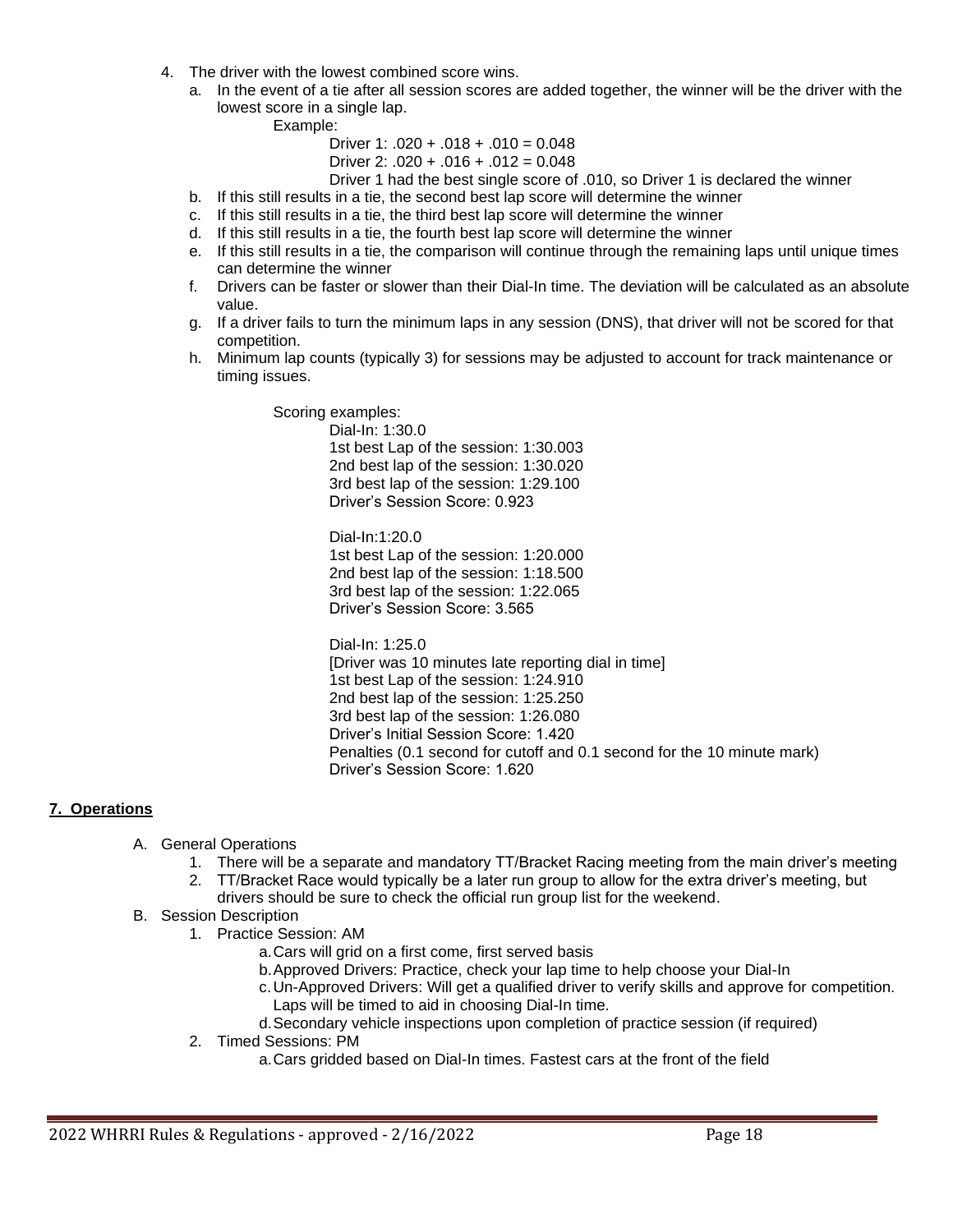4. The driver with the lowest combined score wins.
   a. In the event of a tie after all session scores are added together, the winner will be the driver with the lowest score in a single lap.

      Example:

      Driver 1: .020 + .018 + .010 = 0.048

      Driver 2: .020 + .016 + .012 = 0.048

      Driver 1 had the best single score of .010, so Driver 1 is declared the winner
   b. If this still results in a tie, the second best lap score will determine the winner
   c. If this still results in a tie, the third best lap score will determine the winner
   d. If this still results in a tie, the fourth best lap score will determine the winner
   e. If this still results in a tie, the comparison will continue through the remaining laps until unique times can determine the winner
   f. Drivers can be faster or slower than their Dial-In time. The deviation will be calculated as an absolute value.
   g. If a driver fails to turn the minimum laps in any session (DNS), that driver will not be scored for that competition.
   h. Minimum lap counts (typically 3) for sessions may be adjusted to account for track maintenance or timing issues.

Scoring examples:

Dial-In: 1:30.0
1st best Lap of the session: 1:30.003
2nd best lap of the session: 1:30.020
3rd best lap of the session: 1:29.100
Driver's Session Score: 0.923

Dial-In:1:20.0
1st best Lap of the session: 1:20.000
2nd best lap of the session: 1:18.500
3rd best lap of the session: 1:22.065
Driver's Session Score: 3.565

Dial-In: 1:25.0
[Driver was 10 minutes late reporting dial in time]
1st best Lap of the session: 1:24.910
2nd best lap of the session: 1:25.250
3rd best lap of the session: 1:26.080
Driver's Initial Session Score: 1.420
Penalties (0.1 second for cutoff and 0.1 second for the 10 minute mark)
Driver's Session Score: 1.620

## **7. Operations**

A. General Operations
   1. There will be a separate and mandatory TT/Bracket Racing meeting from the main driver's meeting
   2. TT/Bracket Race would typically be a later run group to allow for the extra driver's meeting, but drivers should be sure to check the official run group list for the weekend.

B. Session Description
   1. Practice Session: AM
      a. Cars will grid on a first come, first served basis
      b. Approved Drivers: Practice, check your lap time to help choose your Dial-In
      c. Un-Approved Drivers: Will get a qualified driver to verify skills and approve for competition. Laps will be timed to aid in choosing Dial-In time.
      d. Secondary vehicle inspections upon completion of practice session (if required)
   2. Timed Sessions: PM
      a. Cars gridded based on Dial-In times. Fastest cars at the front of the field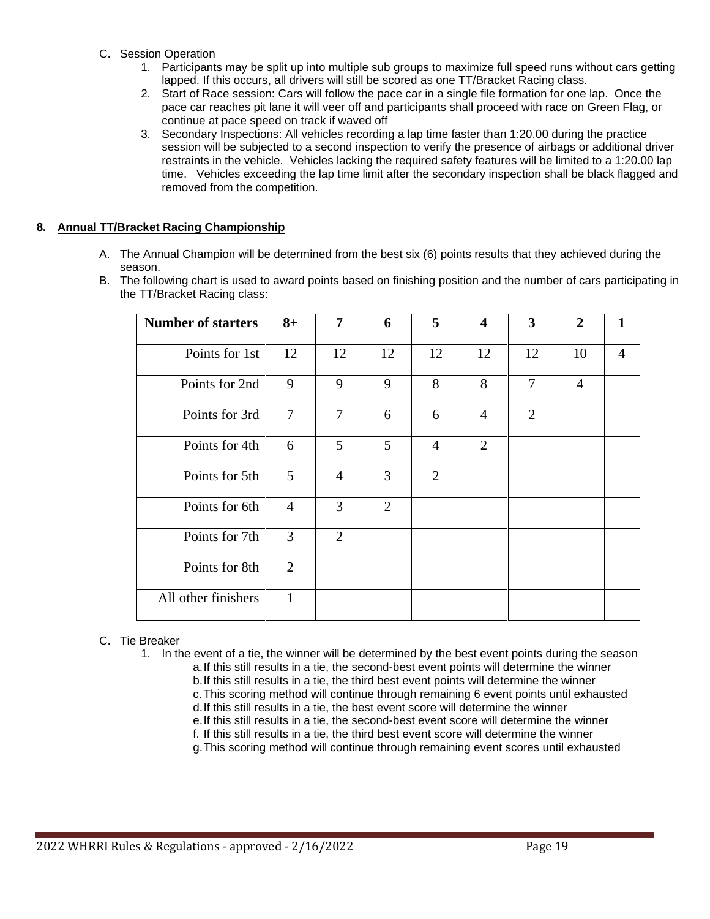C. Session Operation
    1. Participants may be split up into multiple sub groups to maximize full speed runs without cars getting lapped. If this occurs, all drivers will still be scored as one TT/Bracket Racing class.
    2. Start of Race session: Cars will follow the pace car in a single file formation for one lap. Once the pace car reaches pit lane it will veer off and participants shall proceed with race on Green Flag, or continue at pace speed on track if waved off
    3. Secondary Inspections: All vehicles recording a lap time faster than 1:20.00 during the practice session will be subjected to a second inspection to verify the presence of airbags or additional driver restraints in the vehicle. Vehicles lacking the required safety features will be limited to a 1:20.00 lap time. Vehicles exceeding the lap time limit after the secondary inspection shall be black flagged and removed from the competition.

## 8. Annual TT/Bracket Racing Championship

A. The Annual Champion will be determined from the best six (6) points results that they achieved during the season.

B. The following chart is used to award points based on finishing position and the number of cars participating in the TT/Bracket Racing class:

| Number of starters | 8+ | 7 | 6 | 5 | 4 | 3 | 2 | 1 |
|---|---|---|---|---|---|---|---|---|
| Points for 1st | 12 | 12 | 12 | 12 | 12 | 12 | 10 | 4 |
| Points for 2nd | 9 | 9 | 9 | 8 | 8 | 7 | 4 | |
| Points for 3rd | 7 | 7 | 6 | 6 | 4 | 2 | | |
| Points for 4th | 6 | 5 | 5 | 4 | 2 | | | |
| Points for 5th | 5 | 4 | 3 | 2 | | | | |
| Points for 6th | 4 | 3 | 2 | | | | | |
| Points for 7th | 3 | 2 | | | | | | |
| Points for 8th | 2 | | | | | | | |
| All other finishers | 1 | | | | | | | |

C. Tie Breaker
    1. In the event of a tie, the winner will be determined by the best event points during the season
        a. If this still results in a tie, the second-best event points will determine the winner
        b. If this still results in a tie, the third best event points will determine the winner
        c. This scoring method will continue through remaining 6 event points until exhausted
        d. If this still results in a tie, the best event score will determine the winner
        e. If this still results in a tie, the second-best event score will determine the winner
        f. If this still results in a tie, the third best event score will determine the winner
        g. This scoring method will continue through remaining event scores until exhausted